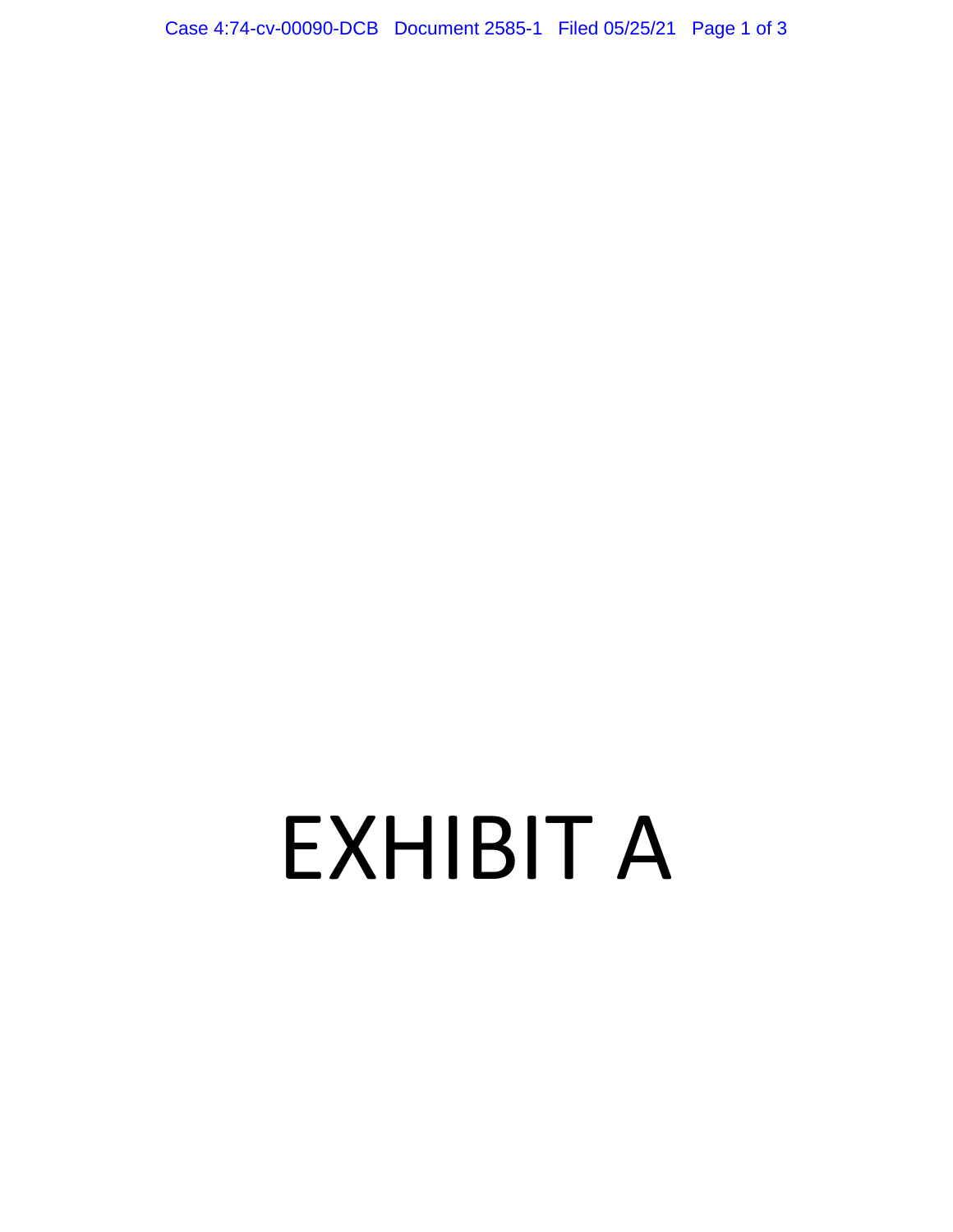# EXHIBIT A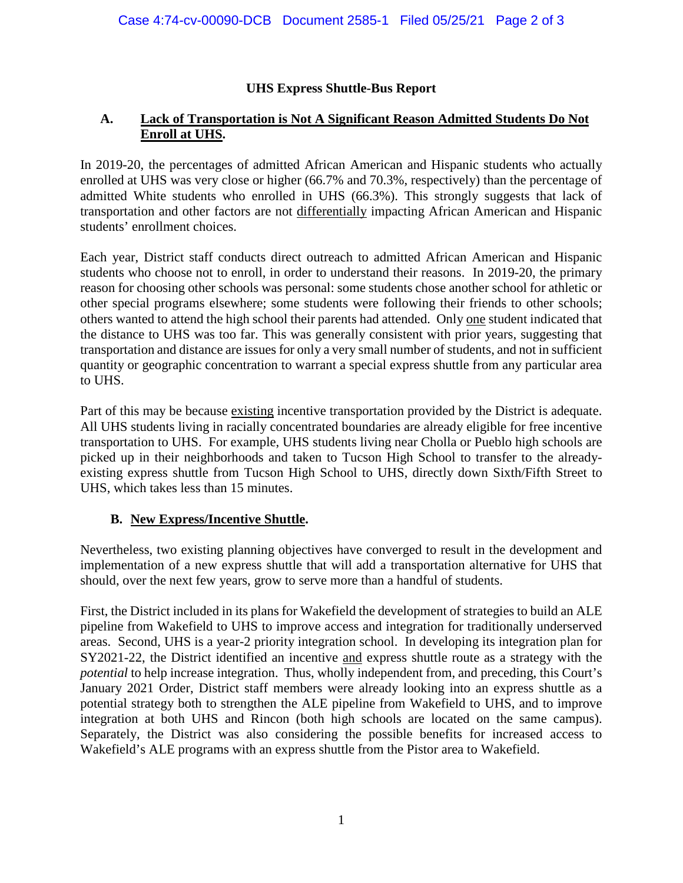## UHS Express Shuttle-Bus Report

### A. <u>Lack of Transportation is Not A Significant Reason Admitted Students Do Not Enroll at UHS</u>.

In 2019-20, the percentages of admitted African American and Hispanic students who actually enrolled at UHS was very close or higher (66.7% and 70.3%, respectively) than the percentage of admitted White students who enrolled in UHS (66.3%). This strongly suggests that lack of transportation and other factors are not <u>differentially</u> impacting African American and Hispanic students' enrollment choices.

Each year, District staff conducts direct outreach to admitted African American and Hispanic students who choose not to enroll, in order to understand their reasons. In 2019-20, the primary reason for choosing other schools was personal: some students chose another school for athletic or other special programs elsewhere; some students were following their friends to other schools; others wanted to attend the high school their parents had attended. Only <u>one</u> student indicated that the distance to UHS was too far. This was generally consistent with prior years, suggesting that transportation and distance are issues for only a very small number of students, and not in sufficient quantity or geographic concentration to warrant a special express shuttle from any particular area to UHS.

Part of this may be because <u>existing</u> incentive transportation provided by the District is adequate. All UHS students living in racially concentrated boundaries are already eligible for free incentive transportation to UHS. For example, UHS students living near Cholla or Pueblo high schools are picked up in their neighborhoods and taken to Tucson High School to transfer to the already-existing express shuttle from Tucson High School to UHS, directly down Sixth/Fifth Street to UHS, which takes less than 15 minutes.

### B. <u>New Express/Incentive Shuttle</u>.

Nevertheless, two existing planning objectives have converged to result in the development and implementation of a new express shuttle that will add a transportation alternative for UHS that should, over the next few years, grow to serve more than a handful of students.

First, the District included in its plans for Wakefield the development of strategies to build an ALE pipeline from Wakefield to UHS to improve access and integration for traditionally underserved areas. Second, UHS is a year-2 priority integration school. In developing its integration plan for SY2021-22, the District identified an incentive <u>and</u> express shuttle route as a strategy with the *potential* to help increase integration. Thus, wholly independent from, and preceding, this Court's January 2021 Order, District staff members were already looking into an express shuttle as a potential strategy both to strengthen the ALE pipeline from Wakefield to UHS, and to improve integration at both UHS and Rincon (both high schools are located on the same campus). Separately, the District was also considering the possible benefits for increased access to Wakefield's ALE programs with an express shuttle from the Pistor area to Wakefield.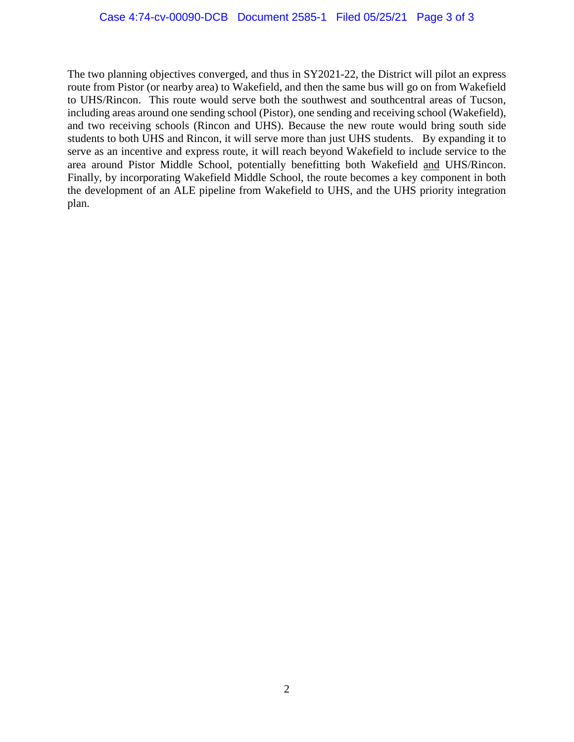The two planning objectives converged, and thus in SY2021-22, the District will pilot an express route from Pistor (or nearby area) to Wakefield, and then the same bus will go on from Wakefield to UHS/Rincon. This route would serve both the southwest and southcentral areas of Tucson, including areas around one sending school (Pistor), one sending and receiving school (Wakefield), and two receiving schools (Rincon and UHS). Because the new route would bring south side students to both UHS and Rincon, it will serve more than just UHS students. By expanding it to serve as an incentive and express route, it will reach beyond Wakefield to include service to the area around Pistor Middle School, potentially benefitting both Wakefield <u>and</u> UHS/Rincon. Finally, by incorporating Wakefield Middle School, the route becomes a key component in both the development of an ALE pipeline from Wakefield to UHS, and the UHS priority integration plan.